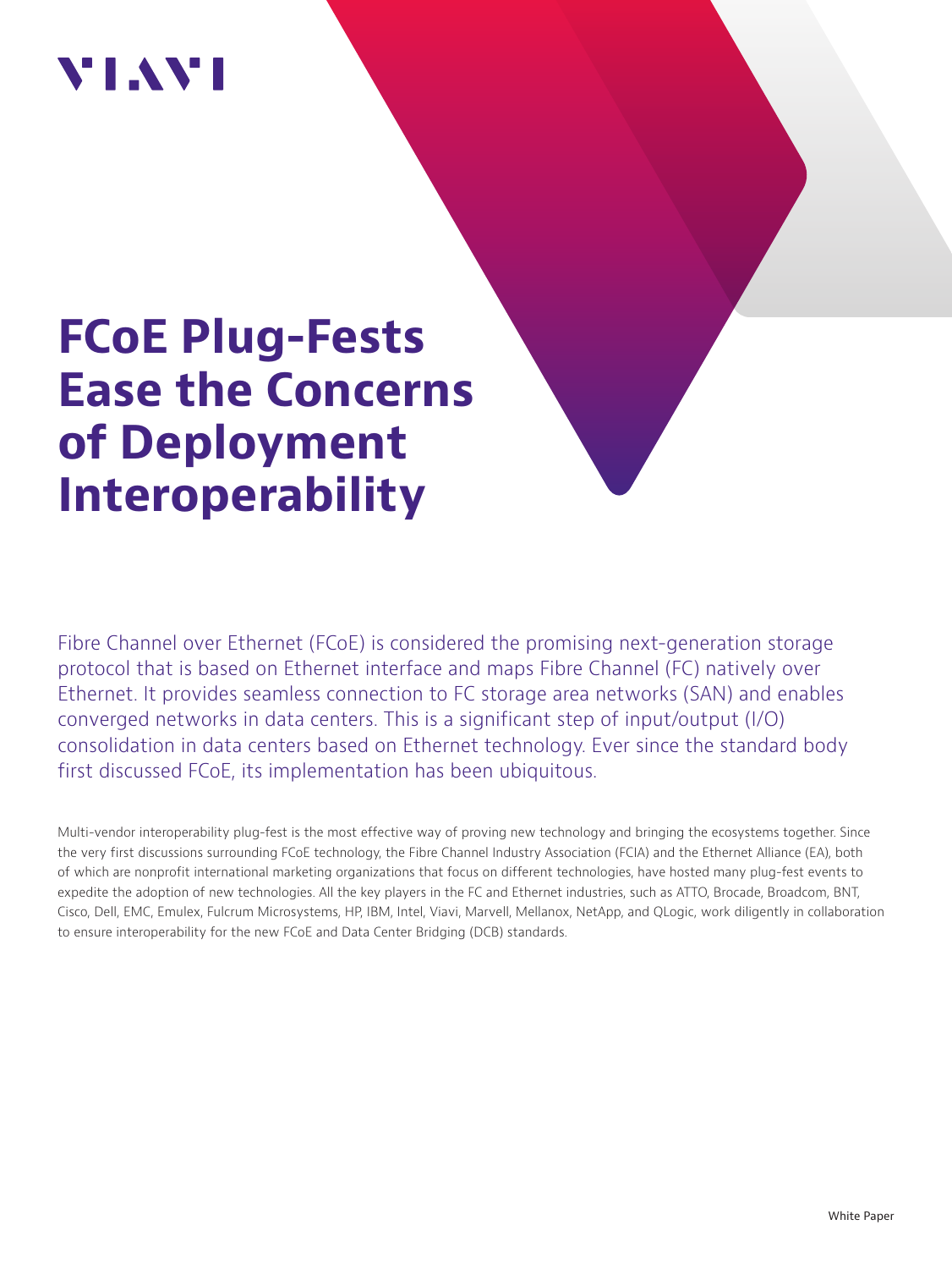# FCoE Plug-Fests Ease the Concerns of Deployment Interoperability

Fibre Channel over Ethernet (FCoE) is considered the promising next-generation storage protocol that is based on Ethernet interface and maps Fibre Channel (FC) natively over Ethernet. It provides seamless connection to FC storage area networks (SAN) and enables converged networks in data centers. This is a significant step of input/output (I/O) consolidation in data centers based on Ethernet technology. Ever since the standard body first discussed FCoE, its implementation has been ubiquitous.

Multi-vendor interoperability plug-fest is the most effective way of proving new technology and bringing the ecosystems together. Since the very first discussions surrounding FCoE technology, the Fibre Channel Industry Association (FCIA) and the Ethernet Alliance (EA), both of which are nonprofit international marketing organizations that focus on different technologies, have hosted many plug-fest events to expedite the adoption of new technologies. All the key players in the FC and Ethernet industries, such as ATTO, Brocade, Broadcom, BNT, Cisco, Dell, EMC, Emulex, Fulcrum Microsystems, HP, IBM, Intel, Viavi, Marvell, Mellanox, NetApp, and QLogic, work diligently in collaboration to ensure interoperability for the new FCoE and Data Center Bridging (DCB) standards.

White Paper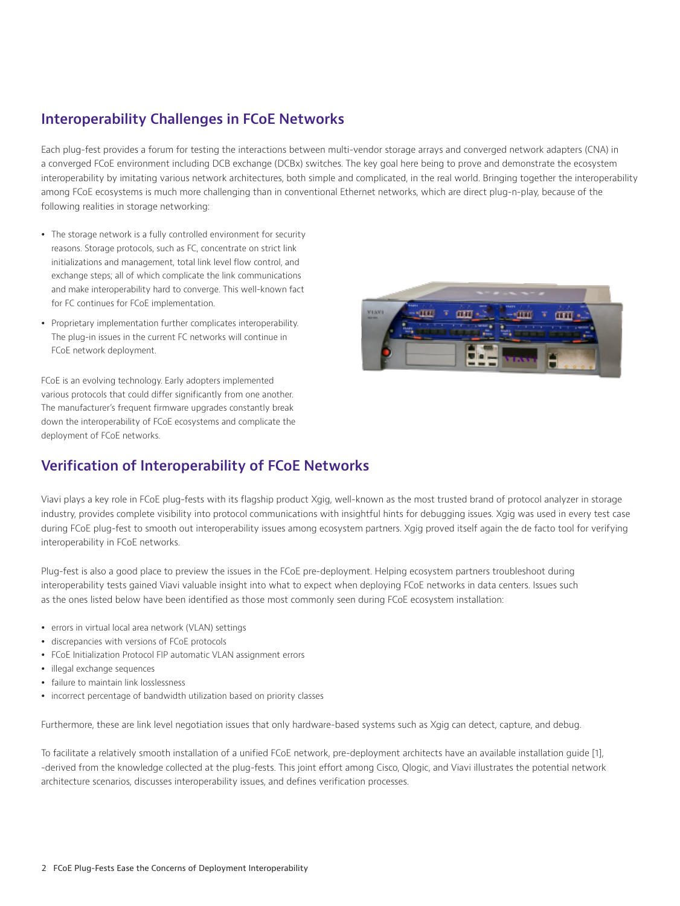## Interoperability Challenges in FCoE Networks

Each plug-fest provides a forum for testing the interactions between multi-vendor storage arrays and converged network adapters (CNA) in a converged FCoE environment including DCB exchange (DCBx) switches. The key goal here being to prove and demonstrate the ecosystem interoperability by imitating various network architectures, both simple and complicated, in the real world. Bringing together the interoperability among FCoE ecosystems is much more challenging than in conventional Ethernet networks, which are direct plug-n-play, because of the following realities in storage networking:

- The storage network is a fully controlled environment for security reasons. Storage protocols, such as FC, concentrate on strict link initializations and management, total link level flow control, and exchange steps; all of which complicate the link communications and make interoperability hard to converge. This well-known fact for FC continues for FCoE implementation.
- Proprietary implementation further complicates interoperability. The plug-in issues in the current FC networks will continue in FCoE network deployment.

FCoE is an evolving technology. Early adopters implemented various protocols that could differ significantly from one another. The manufacturer's frequent firmware upgrades constantly break down the interoperability of FCoE ecosystems and complicate the deployment of FCoE networks.

## Verification of Interoperability of FCoE Networks

Viavi plays a key role in FCoE plug-fests with its flagship product Xgig, well-known as the most trusted brand of protocol analyzer in storage industry, provides complete visibility into protocol communications with insightful hints for debugging issues. Xgig was used in every test case during FCoE plug-fest to smooth out interoperability issues among ecosystem partners. Xgig proved itself again the de facto tool for verifying interoperability in FCoE networks.

Plug-fest is also a good place to preview the issues in the FCoE pre-deployment. Helping ecosystem partners troubleshoot during interoperability tests gained Viavi valuable insight into what to expect when deploying FCoE networks in data centers. Issues such as the ones listed below have been identified as those most commonly seen during FCoE ecosystem installation:

- errors in virtual local area network (VLAN) settings
- discrepancies with versions of FCoE protocols
- FCoE Initialization Protocol FIP automatic VLAN assignment errors
- illegal exchange sequences
- failure to maintain link losslessness
- incorrect percentage of bandwidth utilization based on priority classes

Furthermore, these are link level negotiation issues that only hardware-based systems such as Xgig can detect, capture, and debug.

To facilitate a relatively smooth installation of a unified FCoE network, pre-deployment architects have an available installation guide [1], -derived from the knowledge collected at the plug-fests. This joint effort among Cisco, Qlogic, and Viavi illustrates the potential network architecture scenarios, discusses interoperability issues, and defines verification processes.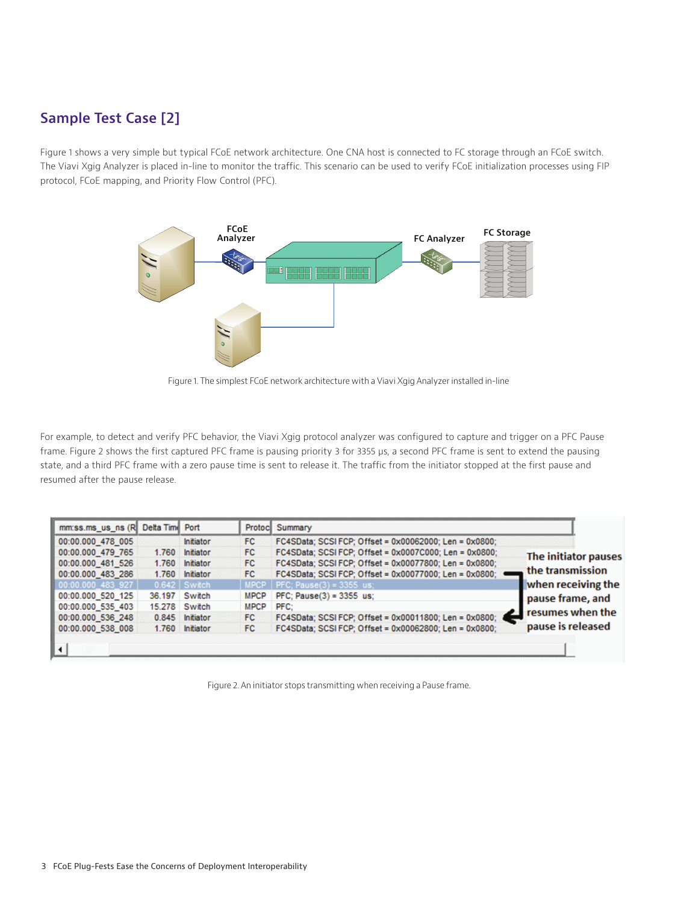## Sample Test Case [2]

Figure 1 shows a very simple but typical FCoE network architecture. One CNA host is connected to FC storage through an FCoE switch. The Viavi Xgig Analyzer is placed in-line to monitor the traffic. This scenario can be used to verify FCoE initialization processes using FIP protocol, FCoE mapping, and Priority Flow Control (PFC).

Figure 1. The simplest FCoE network architecture with a Viavi Xgig Analyzer installed in-line

For example, to detect and verify PFC behavior, the Viavi Xgig protocol analyzer was configured to capture and trigger on a PFC Pause frame. Figure 2 shows the first captured PFC frame is pausing priority 3 for 3355 μs, a second PFC frame is sent to extend the pausing state, and a third PFC frame with a zero pause time is sent to release it. The traffic from the initiator stopped at the first pause and resumed after the pause release.

| mm:ss.ms_us_ns (R | Delta Time | Port | Protocol | Summary |
|---|---|---|---|---|
| 00:00.000_478_005 | | Initiator | FC | FC4SData; SCSI FCP; Offset = 0x00062000; Len = 0x0800; |
| 00:00.000_479_765 | 1.760 | Initiator | FC | FC4SData; SCSI FCP; Offset = 0x0007C000; Len = 0x0800; |
| 00:00.000_481_526 | 1.760 | Initiator | FC | FC4SData; SCSI FCP; Offset = 0x00077800; Len = 0x0800; |
| 00:00.000_483_286 | 1.760 | Initiator | FC | FC4SData; SCSI FCP; Offset = 0x00077000; Len = 0x0800; |
| 00:00.000_483_927 | 0.642 | Switch | MPCP | PFC; Pause(3) = 3355 us; |
| 00:00.000_520_125 | 36.197 | Switch | MPCP | PFC; Pause(3) = 3355 us; |
| 00:00.000_535_403 | 15.278 | Switch | MPCP | PFC; |
| 00:00.000_536_248 | 0.845 | Initiator | FC | FC4SData; SCSI FCP; Offset = 0x00011800; Len = 0x0800; |
| 00:00.000_538_008 | 1.760 | Initiator | FC | FC4SData; SCSI FCP; Offset = 0x00062800; Len = 0x0800; |

The initiator pauses the transmission when receiving the pause frame, and resumes when the pause is released

Figure 2. An initiator stops transmitting when receiving a Pause frame.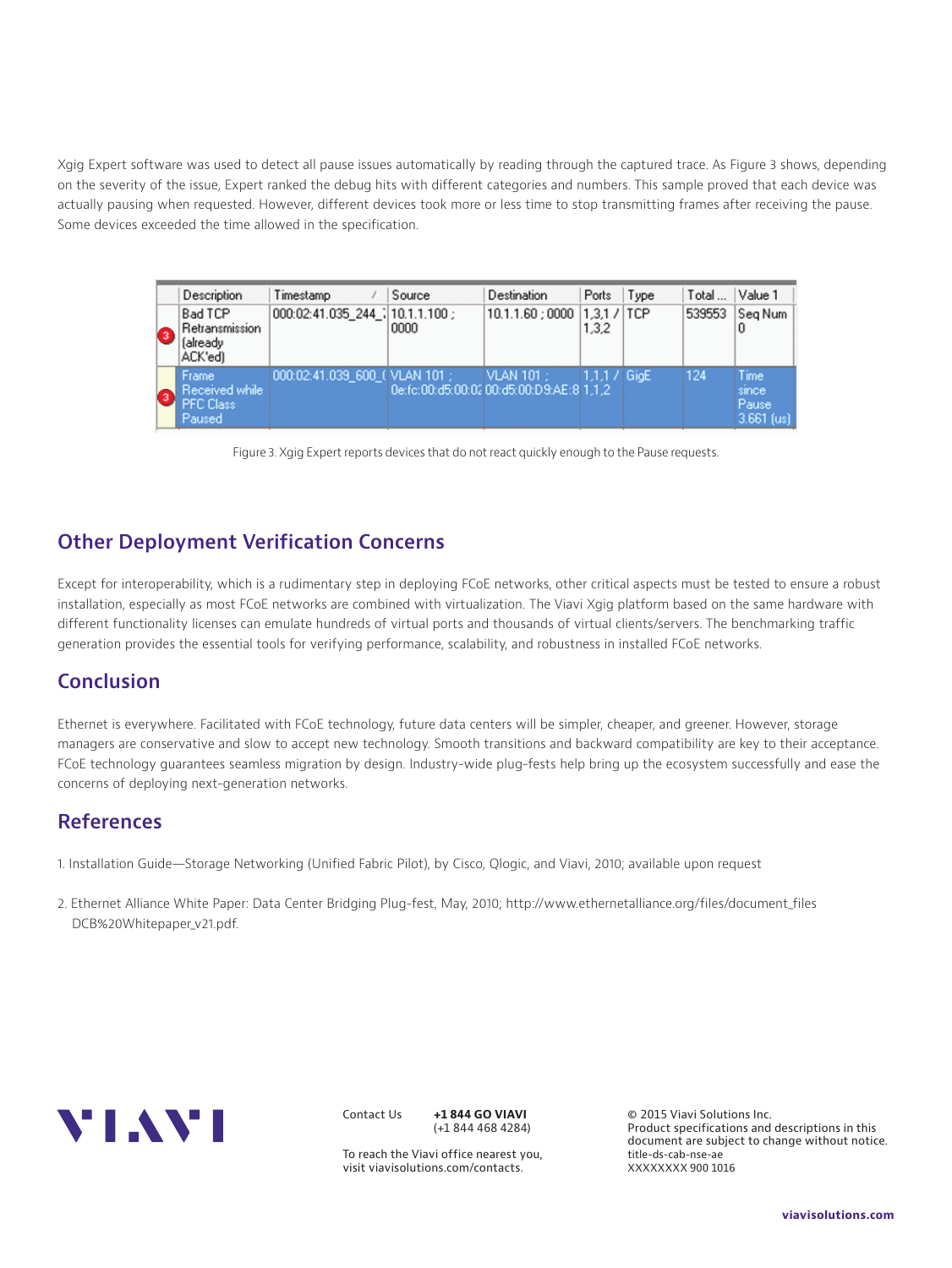Xgig Expert software was used to detect all pause issues automatically by reading through the captured trace. As Figure 3 shows, depending on the severity of the issue, Expert ranked the debug hits with different categories and numbers. This sample proved that each device was actually pausing when requested. However, different devices took more or less time to stop transmitting frames after receiving the pause. Some devices exceeded the time allowed in the specification.

| | Description | Timestamp | Source | Destination | Ports | Type | Total ... | Value 1 |
|---|---|---|---|---|---|---|---|---|
| 3 | Bad TCP Retransmission (already ACK'ed) | 000:02:41.035_244_ | 10.1.1.100 ; 0000 | 10.1.1.60 ; 0000 | 1,3,1 / 1,3,2 | TCP | 539553 | Seq Num 0 |
| 3 | Frame Received while PFC Class Paused | 000:02:41.039_600_ | VLAN 101 ; 0e:fc:00:d5:00:0 | VLAN 101 ; 00:d5:00:D9:AE:8 | 1,1,1 / 1,1,2 | GigE | 124 | Time since Pause 3.661 (us) |

Figure 3. Xgig Expert reports devices that do not react quickly enough to the Pause requests.

## Other Deployment Verification Concerns

Except for interoperability, which is a rudimentary step in deploying FCoE networks, other critical aspects must be tested to ensure a robust installation, especially as most FCoE networks are combined with virtualization. The Viavi Xgig platform based on the same hardware with different functionality licenses can emulate hundreds of virtual ports and thousands of virtual clients/servers. The benchmarking traffic generation provides the essential tools for verifying performance, scalability, and robustness in installed FCoE networks.

## Conclusion

Ethernet is everywhere. Facilitated with FCoE technology, future data centers will be simpler, cheaper, and greener. However, storage managers are conservative and slow to accept new technology. Smooth transitions and backward compatibility are key to their acceptance. FCoE technology guarantees seamless migration by design. Industry-wide plug-fests help bring up the ecosystem successfully and ease the concerns of deploying next-generation networks.

## References

1. Installation Guide—Storage Networking (Unified Fabric Pilot), by Cisco, Qlogic, and Viavi, 2010; available upon request

2. Ethernet Alliance White Paper: Data Center Bridging Plug-fest, May, 2010; http://www.ethernetalliance.org/files/document_files DCB%20Whitepaper_v21.pdf.

VIAVI

Contact Us **+1 844 GO VIAVI** (+1 844 468 4284)

To reach the Viavi office nearest you, visit viavisolutions.com/contacts.

© 2015 Viavi Solutions Inc.
Product specifications and descriptions in this document are subject to change without notice.
title-ds-cab-nse-ae
XXXXXXXX 900 1016

viavisolutions.com